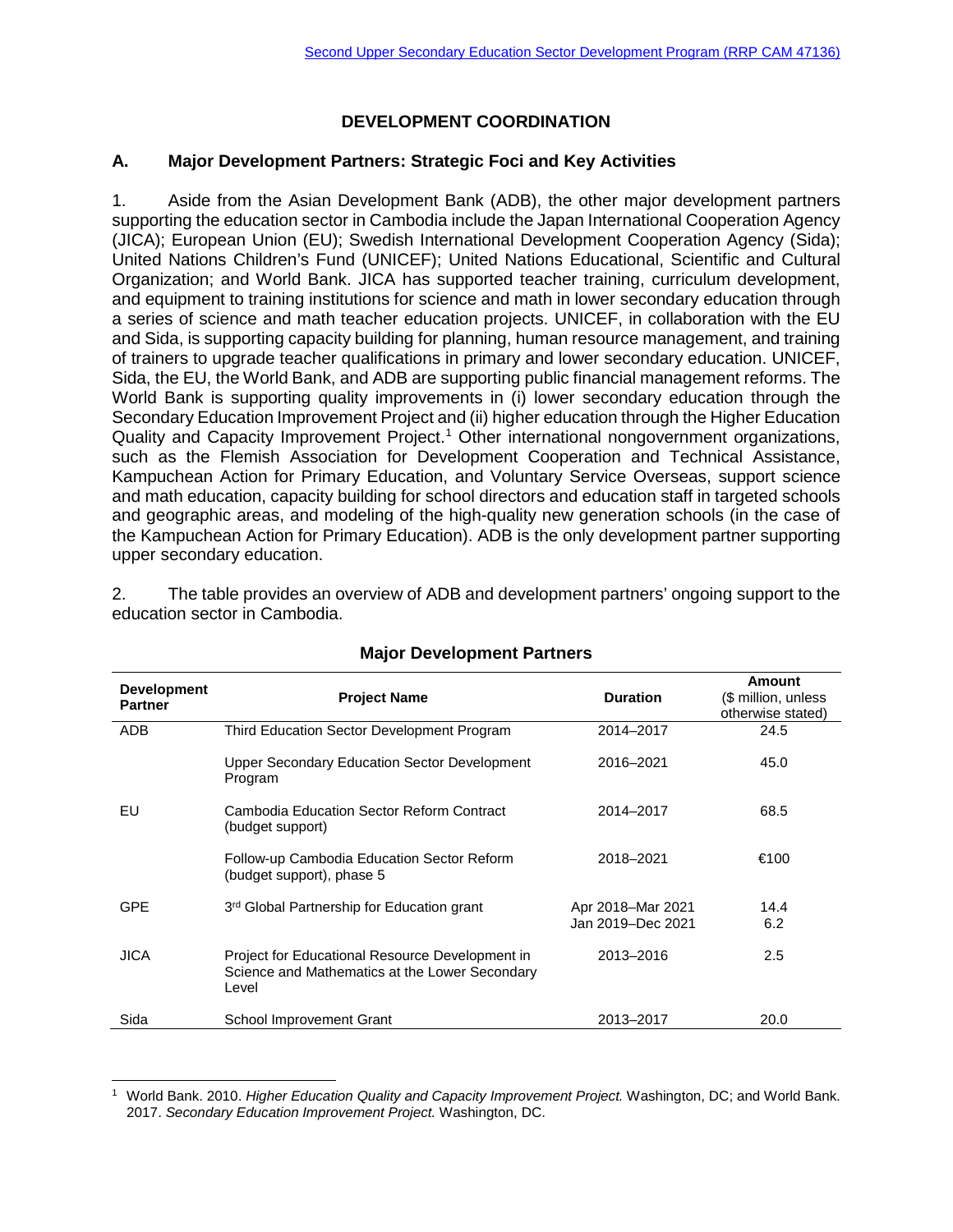# DEVELOPMENT COORDINATION

## A. Major Development Partners: Strategic Foci and Key Activities

1. Aside from the Asian Development Bank (ADB), the other major development partners supporting the education sector in Cambodia include the Japan International Cooperation Agency (JICA); European Union (EU); Swedish International Development Cooperation Agency (Sida); United Nations Children's Fund (UNICEF); United Nations Educational, Scientific and Cultural Organization; and World Bank. JICA has supported teacher training, curriculum development, and equipment to training institutions for science and math in lower secondary education through a series of science and math teacher education projects. UNICEF, in collaboration with the EU and Sida, is supporting capacity building for planning, human resource management, and training of trainers to upgrade teacher qualifications in primary and lower secondary education. UNICEF, Sida, the EU, the World Bank, and ADB are supporting public financial management reforms. The World Bank is supporting quality improvements in (i) lower secondary education through the Secondary Education Improvement Project and (ii) higher education through the Higher Education Quality and Capacity Improvement Project.[1] Other international nongovernment organizations, such as the Flemish Association for Development Cooperation and Technical Assistance, Kampuchean Action for Primary Education, and Voluntary Service Overseas, support science and math education, capacity building for school directors and education staff in targeted schools and geographic areas, and modeling of the high-quality new generation schools (in the case of the Kampuchean Action for Primary Education). ADB is the only development partner supporting upper secondary education.

2. The table provides an overview of ADB and development partners' ongoing support to the education sector in Cambodia.

**Major Development Partners**

| Development Partner | Project Name | Duration | Amount ($ million, unless otherwise stated) |
|---|---|---|---|
| ADB | Third Education Sector Development Program | 2014–2017 | 24.5 |
| | Upper Secondary Education Sector Development Program | 2016–2021 | 45.0 |
| EU | Cambodia Education Sector Reform Contract (budget support) | 2014–2017 | 68.5 |
| | Follow-up Cambodia Education Sector Reform (budget support), phase 5 | 2018–2021 | €100 |
| GPE | 3rd Global Partnership for Education grant | Apr 2018–Mar 2021<br>Jan 2019–Dec 2021 | 14.4<br>6.2 |
| JICA | Project for Educational Resource Development in Science and Mathematics at the Lower Secondary Level | 2013–2016 | 2.5 |
| Sida | School Improvement Grant | 2013–2017 | 20.0 |

[1] World Bank. 2010. *Higher Education Quality and Capacity Improvement Project.* Washington, DC; and World Bank. 2017. *Secondary Education Improvement Project.* Washington, DC.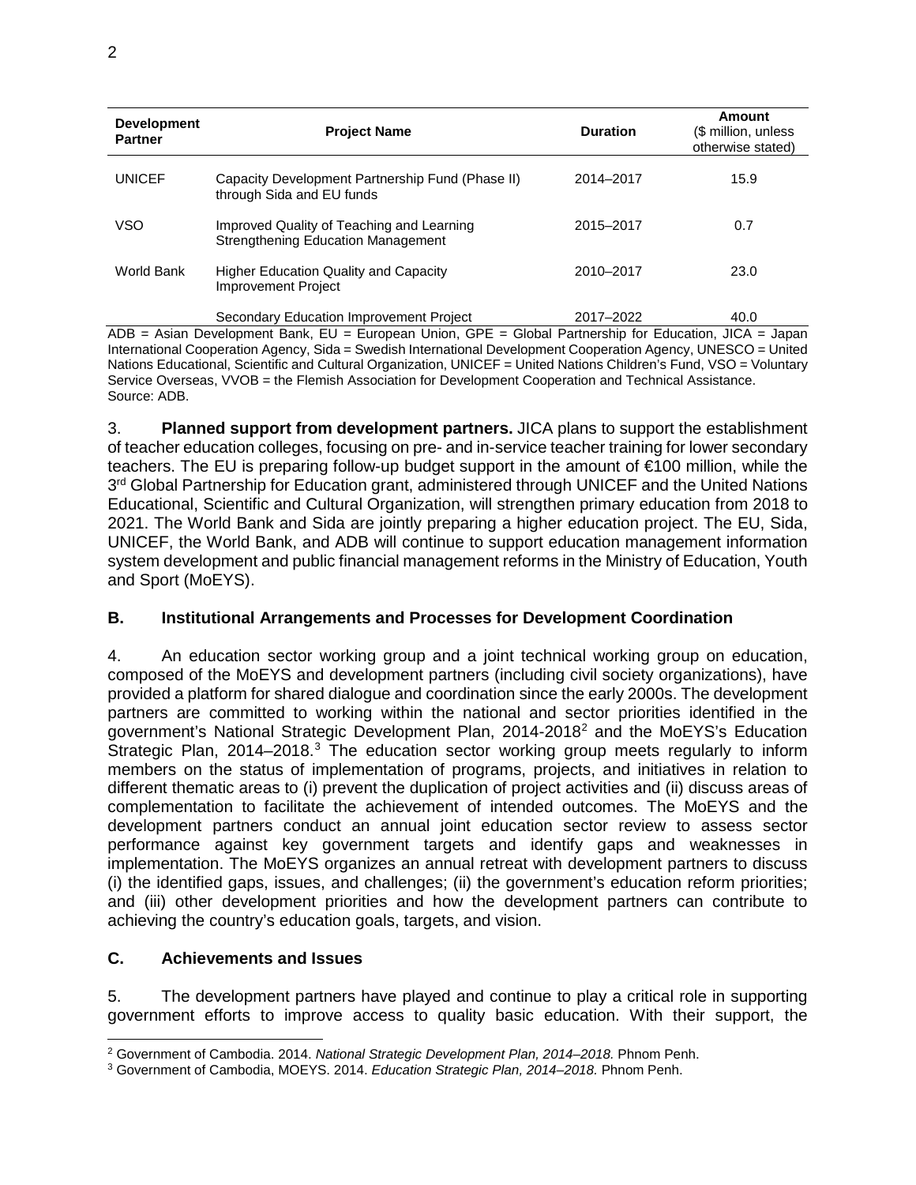| Development Partner | Project Name | Duration | Amount ($ million, unless otherwise stated) |
|---|---|---|---|
| UNICEF | Capacity Development Partnership Fund (Phase II) through Sida and EU funds | 2014–2017 | 15.9 |
| VSO | Improved Quality of Teaching and Learning Strengthening Education Management | 2015–2017 | 0.7 |
| World Bank | Higher Education Quality and Capacity Improvement Project | 2010–2017 | 23.0 |
| | Secondary Education Improvement Project | 2017–2022 | 40.0 |

ADB = Asian Development Bank, EU = European Union, GPE = Global Partnership for Education, JICA = Japan International Cooperation Agency, Sida = Swedish International Development Cooperation Agency, UNESCO = United Nations Educational, Scientific and Cultural Organization, UNICEF = United Nations Children's Fund, VSO = Voluntary Service Overseas, VVOB = the Flemish Association for Development Cooperation and Technical Assistance.
Source: ADB.

3. **Planned support from development partners.** JICA plans to support the establishment of teacher education colleges, focusing on pre- and in-service teacher training for lower secondary teachers. The EU is preparing follow-up budget support in the amount of €100 million, while the 3rd Global Partnership for Education grant, administered through UNICEF and the United Nations Educational, Scientific and Cultural Organization, will strengthen primary education from 2018 to 2021. The World Bank and Sida are jointly preparing a higher education project. The EU, Sida, UNICEF, the World Bank, and ADB will continue to support education management information system development and public financial management reforms in the Ministry of Education, Youth and Sport (MoEYS).

## B. Institutional Arrangements and Processes for Development Coordination

4. An education sector working group and a joint technical working group on education, composed of the MoEYS and development partners (including civil society organizations), have provided a platform for shared dialogue and coordination since the early 2000s. The development partners are committed to working within the national and sector priorities identified in the government's National Strategic Development Plan, 2014-2018[2] and the MoEYS's Education Strategic Plan, 2014–2018.[3] The education sector working group meets regularly to inform members on the status of implementation of programs, projects, and initiatives in relation to different thematic areas to (i) prevent the duplication of project activities and (ii) discuss areas of complementation to facilitate the achievement of intended outcomes. The MoEYS and the development partners conduct an annual joint education sector review to assess sector performance against key government targets and identify gaps and weaknesses in implementation. The MoEYS organizes an annual retreat with development partners to discuss (i) the identified gaps, issues, and challenges; (ii) the government's education reform priorities; and (iii) other development priorities and how the development partners can contribute to achieving the country's education goals, targets, and vision.

## C. Achievements and Issues

5. The development partners have played and continue to play a critical role in supporting government efforts to improve access to quality basic education. With their support, the

---

[2] Government of Cambodia. 2014. *National Strategic Development Plan, 2014–2018.* Phnom Penh.

[3] Government of Cambodia, MOEYS. 2014. *Education Strategic Plan, 2014–2018.* Phnom Penh.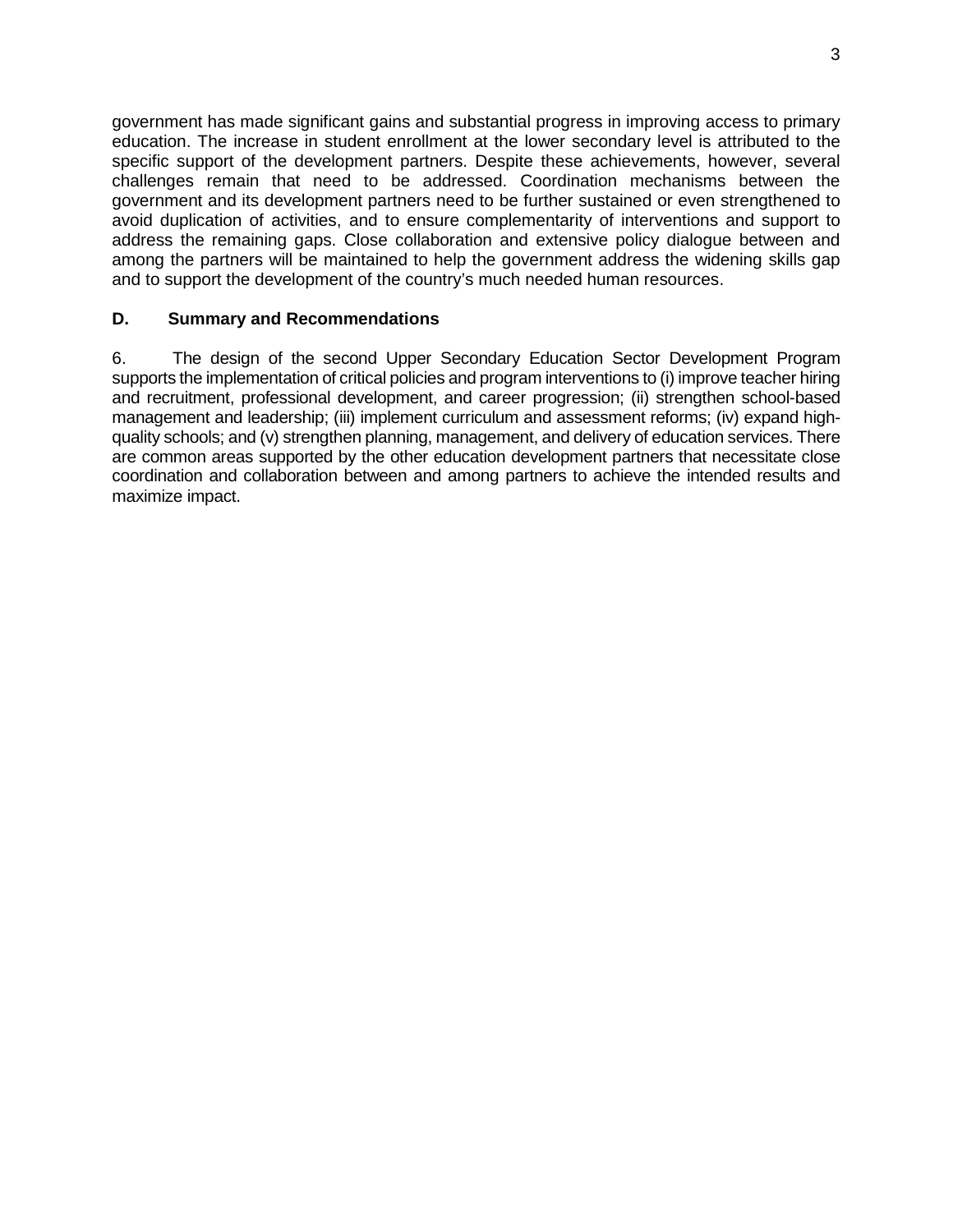government has made significant gains and substantial progress in improving access to primary education. The increase in student enrollment at the lower secondary level is attributed to the specific support of the development partners. Despite these achievements, however, several challenges remain that need to be addressed. Coordination mechanisms between the government and its development partners need to be further sustained or even strengthened to avoid duplication of activities, and to ensure complementarity of interventions and support to address the remaining gaps. Close collaboration and extensive policy dialogue between and among the partners will be maintained to help the government address the widening skills gap and to support the development of the country's much needed human resources.

### D. Summary and Recommendations

6. The design of the second Upper Secondary Education Sector Development Program supports the implementation of critical policies and program interventions to (i) improve teacher hiring and recruitment, professional development, and career progression; (ii) strengthen school-based management and leadership; (iii) implement curriculum and assessment reforms; (iv) expand high-quality schools; and (v) strengthen planning, management, and delivery of education services. There are common areas supported by the other education development partners that necessitate close coordination and collaboration between and among partners to achieve the intended results and maximize impact.